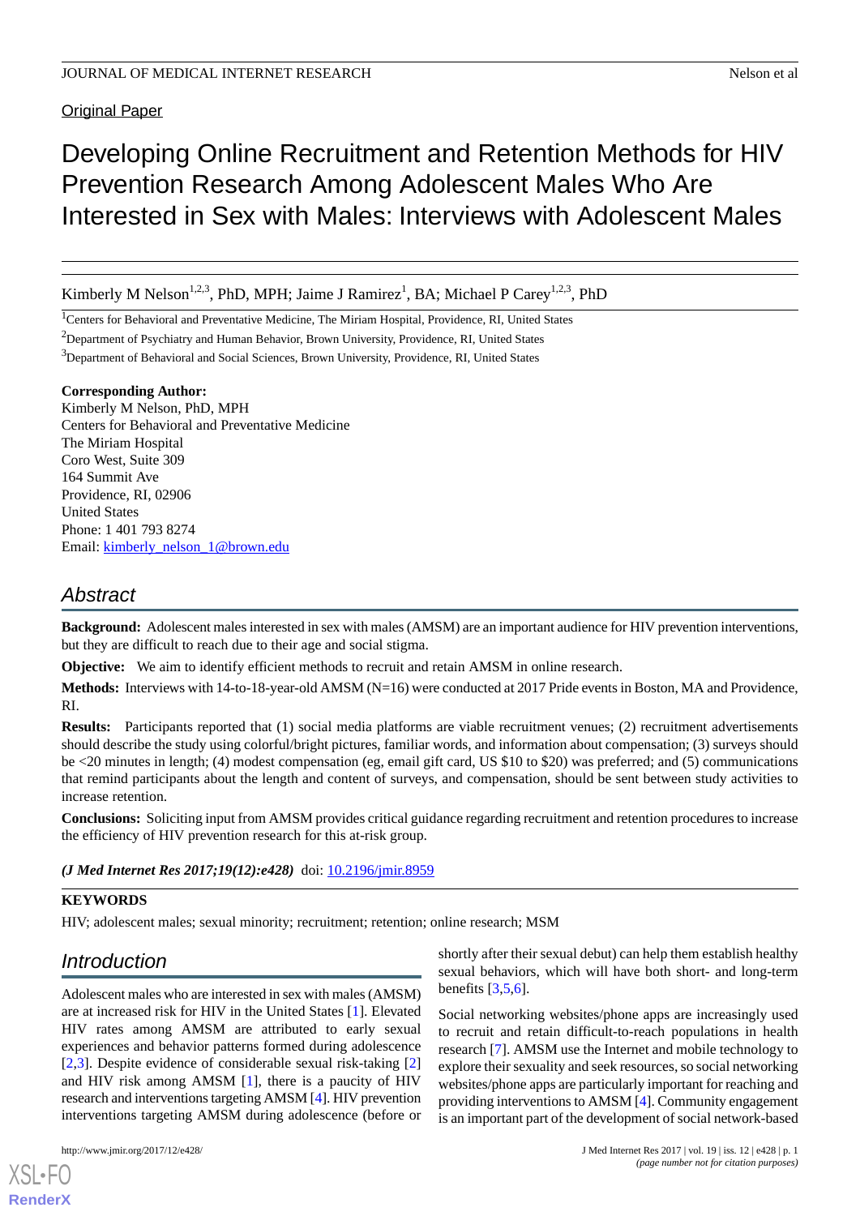Original Paper

# Developing Online Recruitment and Retention Methods for HIV Prevention Research Among Adolescent Males Who Are Interested in Sex with Males: Interviews with Adolescent Males

Kimberly M Nelson[1,2,3], PhD, MPH; Jaime J Ramirez[1], BA; Michael P Carey[1,2,3], PhD

[1]Centers for Behavioral and Preventative Medicine, The Miriam Hospital, Providence, RI, United States

[2]Department of Psychiatry and Human Behavior, Brown University, Providence, RI, United States

[3]Department of Behavioral and Social Sciences, Brown University, Providence, RI, United States

**Corresponding Author:**
Kimberly M Nelson, PhD, MPH
Centers for Behavioral and Preventative Medicine
The Miriam Hospital
Coro West, Suite 309
164 Summit Ave
Providence, RI, 02906
United States
Phone: 1 401 793 8274
Email: kimberly_nelson_1@brown.edu

## Abstract

**Background:** Adolescent males interested in sex with males (AMSM) are an important audience for HIV prevention interventions, but they are difficult to reach due to their age and social stigma.

**Objective:** We aim to identify efficient methods to recruit and retain AMSM in online research.

**Methods:** Interviews with 14-to-18-year-old AMSM (N=16) were conducted at 2017 Pride events in Boston, MA and Providence, RI.

**Results:** Participants reported that (1) social media platforms are viable recruitment venues; (2) recruitment advertisements should describe the study using colorful/bright pictures, familiar words, and information about compensation; (3) surveys should be <20 minutes in length; (4) modest compensation (eg, email gift card, US $10 to $20) was preferred; and (5) communications that remind participants about the length and content of surveys, and compensation, should be sent between study activities to increase retention.

**Conclusions:** Soliciting input from AMSM provides critical guidance regarding recruitment and retention procedures to increase the efficiency of HIV prevention research for this at-risk group.

*(J Med Internet Res 2017;19(12):e428)* doi: 10.2196/jmir.8959

**KEYWORDS**

HIV; adolescent males; sexual minority; recruitment; retention; online research; MSM

## Introduction

Adolescent males who are interested in sex with males (AMSM) are at increased risk for HIV in the United States [1]. Elevated HIV rates among AMSM are attributed to early sexual experiences and behavior patterns formed during adolescence [2,3]. Despite evidence of considerable sexual risk-taking [2] and HIV risk among AMSM [1], there is a paucity of HIV research and interventions targeting AMSM [4]. HIV prevention interventions targeting AMSM during adolescence (before or shortly after their sexual debut) can help them establish healthy sexual behaviors, which will have both short- and long-term benefits [3,5,6].

Social networking websites/phone apps are increasingly used to recruit and retain difficult-to-reach populations in health research [7]. AMSM use the Internet and mobile technology to explore their sexuality and seek resources, so social networking websites/phone apps are particularly important for reaching and providing interventions to AMSM [4]. Community engagement is an important part of the development of social network-based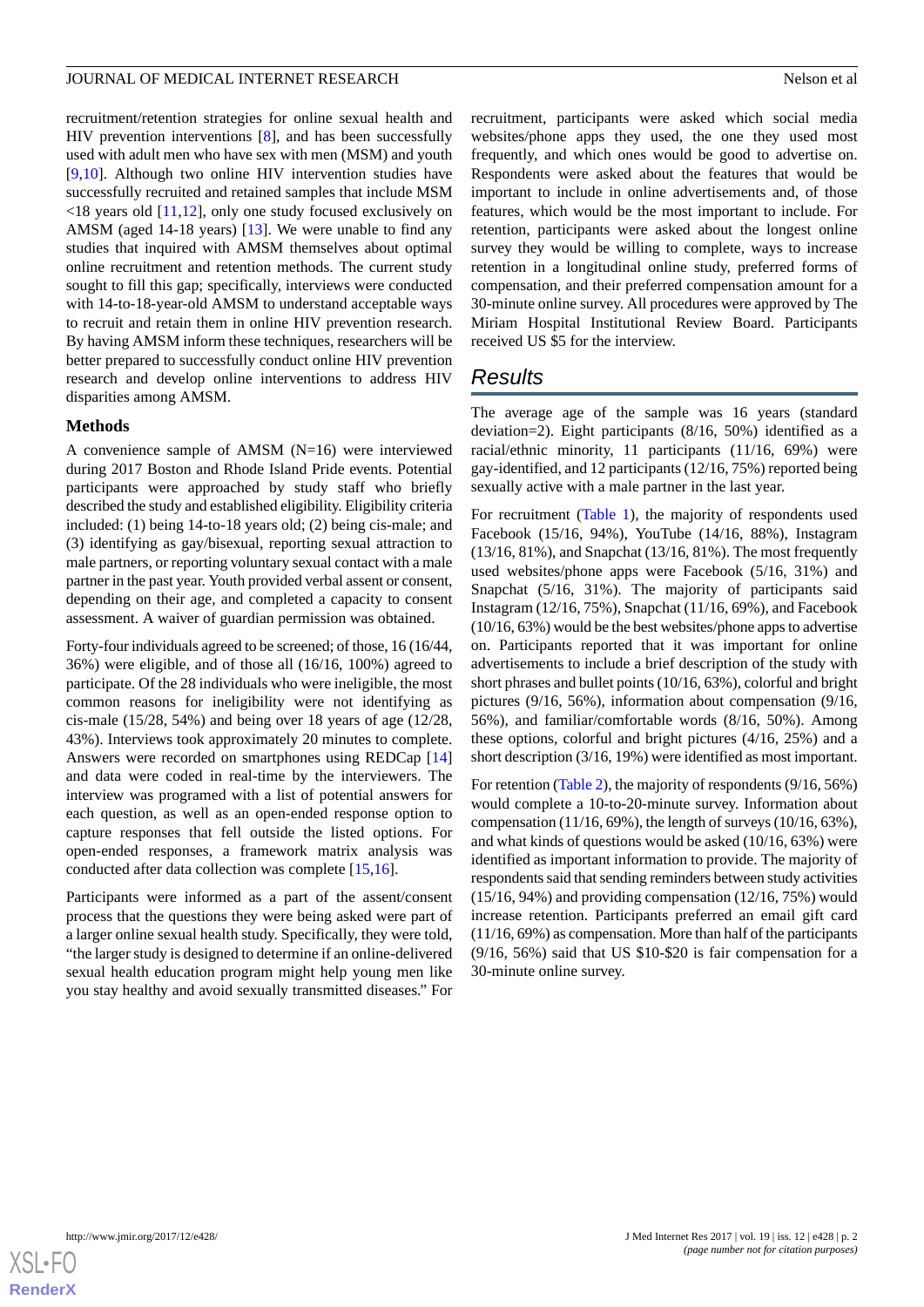recruitment/retention strategies for online sexual health and HIV prevention interventions [8], and has been successfully used with adult men who have sex with men (MSM) and youth [9,10]. Although two online HIV intervention studies have successfully recruited and retained samples that include MSM <18 years old [11,12], only one study focused exclusively on AMSM (aged 14-18 years) [13]. We were unable to find any studies that inquired with AMSM themselves about optimal online recruitment and retention methods. The current study sought to fill this gap; specifically, interviews were conducted with 14-to-18-year-old AMSM to understand acceptable ways to recruit and retain them in online HIV prevention research. By having AMSM inform these techniques, researchers will be better prepared to successfully conduct online HIV prevention research and develop online interventions to address HIV disparities among AMSM.

### Methods

A convenience sample of AMSM (N=16) were interviewed during 2017 Boston and Rhode Island Pride events. Potential participants were approached by study staff who briefly described the study and established eligibility. Eligibility criteria included: (1) being 14-to-18 years old; (2) being cis-male; and (3) identifying as gay/bisexual, reporting sexual attraction to male partners, or reporting voluntary sexual contact with a male partner in the past year. Youth provided verbal assent or consent, depending on their age, and completed a capacity to consent assessment. A waiver of guardian permission was obtained.

Forty-four individuals agreed to be screened; of those, 16 (16/44, 36%) were eligible, and of those all (16/16, 100%) agreed to participate. Of the 28 individuals who were ineligible, the most common reasons for ineligibility were not identifying as cis-male (15/28, 54%) and being over 18 years of age (12/28, 43%). Interviews took approximately 20 minutes to complete. Answers were recorded on smartphones using REDCap [14] and data were coded in real-time by the interviewers. The interview was programed with a list of potential answers for each question, as well as an open-ended response option to capture responses that fell outside the listed options. For open-ended responses, a framework matrix analysis was conducted after data collection was complete [15,16].

Participants were informed as a part of the assent/consent process that the questions they were being asked were part of a larger online sexual health study. Specifically, they were told, "the larger study is designed to determine if an online-delivered sexual health education program might help young men like you stay healthy and avoid sexually transmitted diseases." For recruitment, participants were asked which social media websites/phone apps they used, the one they used most frequently, and which ones would be good to advertise on. Respondents were asked about the features that would be important to include in online advertisements and, of those features, which would be the most important to include. For retention, participants were asked about the longest online survey they would be willing to complete, ways to increase retention in a longitudinal online study, preferred forms of compensation, and their preferred compensation amount for a 30-minute online survey. All procedures were approved by The Miriam Hospital Institutional Review Board. Participants received US $5 for the interview.

## Results

The average age of the sample was 16 years (standard deviation=2). Eight participants (8/16, 50%) identified as a racial/ethnic minority, 11 participants (11/16, 69%) were gay-identified, and 12 participants (12/16, 75%) reported being sexually active with a male partner in the last year.

For recruitment (Table 1), the majority of respondents used Facebook (15/16, 94%), YouTube (14/16, 88%), Instagram (13/16, 81%), and Snapchat (13/16, 81%). The most frequently used websites/phone apps were Facebook (5/16, 31%) and Snapchat (5/16, 31%). The majority of participants said Instagram (12/16, 75%), Snapchat (11/16, 69%), and Facebook (10/16, 63%) would be the best websites/phone apps to advertise on. Participants reported that it was important for online advertisements to include a brief description of the study with short phrases and bullet points (10/16, 63%), colorful and bright pictures (9/16, 56%), information about compensation (9/16, 56%), and familiar/comfortable words (8/16, 50%). Among these options, colorful and bright pictures (4/16, 25%) and a short description (3/16, 19%) were identified as most important.

For retention (Table 2), the majority of respondents (9/16, 56%) would complete a 10-to-20-minute survey. Information about compensation (11/16, 69%), the length of surveys (10/16, 63%), and what kinds of questions would be asked (10/16, 63%) were identified as important information to provide. The majority of respondents said that sending reminders between study activities (15/16, 94%) and providing compensation (12/16, 75%) would increase retention. Participants preferred an email gift card (11/16, 69%) as compensation. More than half of the participants (9/16, 56%) said that US $10-$20 is fair compensation for a 30-minute online survey.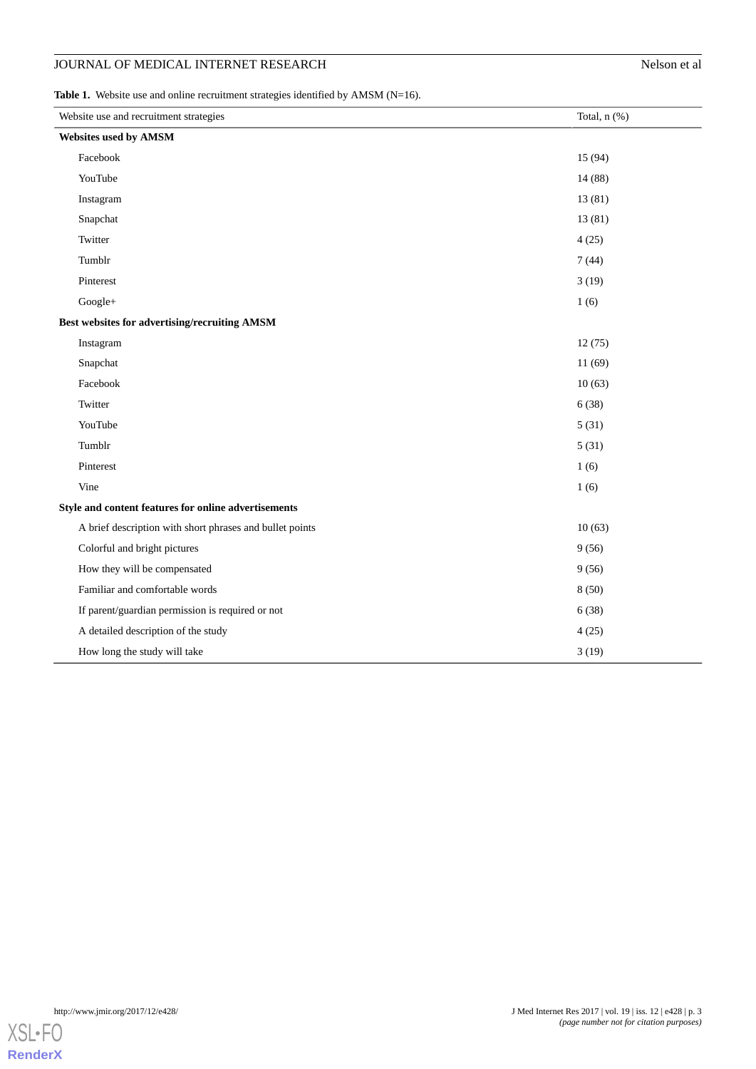**Table 1.** Website use and online recruitment strategies identified by AMSM (N=16).

| Website use and recruitment strategies | Total, n (%) |
|---|---|
| **Websites used by AMSM** | |
| Facebook | 15 (94) |
| YouTube | 14 (88) |
| Instagram | 13 (81) |
| Snapchat | 13 (81) |
| Twitter | 4 (25) |
| Tumblr | 7 (44) |
| Pinterest | 3 (19) |
| Google+ | 1 (6) |
| **Best websites for advertising/recruiting AMSM** | |
| Instagram | 12 (75) |
| Snapchat | 11 (69) |
| Facebook | 10 (63) |
| Twitter | 6 (38) |
| YouTube | 5 (31) |
| Tumblr | 5 (31) |
| Pinterest | 1 (6) |
| Vine | 1 (6) |
| **Style and content features for online advertisements** | |
| A brief description with short phrases and bullet points | 10 (63) |
| Colorful and bright pictures | 9 (56) |
| How they will be compensated | 9 (56) |
| Familiar and comfortable words | 8 (50) |
| If parent/guardian permission is required or not | 6 (38) |
| A detailed description of the study | 4 (25) |
| How long the study will take | 3 (19) |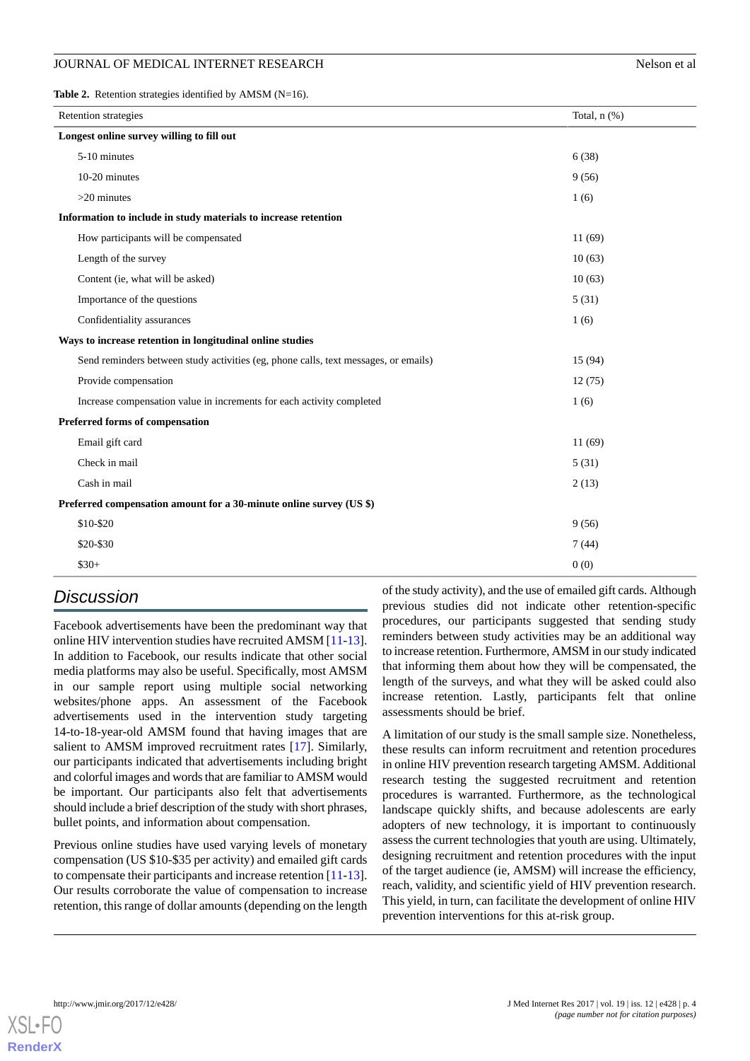**Table 2.** Retention strategies identified by AMSM (N=16).

| Retention strategies | Total, n (%) |
|---|---|
| **Longest online survey willing to fill out** | |
| 5-10 minutes | 6 (38) |
| 10-20 minutes | 9 (56) |
| >20 minutes | 1 (6) |
| **Information to include in study materials to increase retention** | |
| How participants will be compensated | 11 (69) |
| Length of the survey | 10 (63) |
| Content (ie, what will be asked) | 10 (63) |
| Importance of the questions | 5 (31) |
| Confidentiality assurances | 1 (6) |
| **Ways to increase retention in longitudinal online studies** | |
| Send reminders between study activities (eg, phone calls, text messages, or emails) | 15 (94) |
| Provide compensation | 12 (75) |
| Increase compensation value in increments for each activity completed | 1 (6) |
| **Preferred forms of compensation** | |
| Email gift card | 11 (69) |
| Check in mail | 5 (31) |
| Cash in mail | 2 (13) |
| **Preferred compensation amount for a 30-minute online survey (US $)** | |
| $10-$20 | 9 (56) |
| $20-$30 | 7 (44) |
| $30+ | 0 (0) |

## Discussion

Facebook advertisements have been the predominant way that online HIV intervention studies have recruited AMSM [11-13]. In addition to Facebook, our results indicate that other social media platforms may also be useful. Specifically, most AMSM in our sample report using multiple social networking websites/phone apps. An assessment of the Facebook advertisements used in the intervention study targeting 14-to-18-year-old AMSM found that having images that are salient to AMSM improved recruitment rates [17]. Similarly, our participants indicated that advertisements including bright and colorful images and words that are familiar to AMSM would be important. Our participants also felt that advertisements should include a brief description of the study with short phrases, bullet points, and information about compensation.

Previous online studies have used varying levels of monetary compensation (US $10-$35 per activity) and emailed gift cards to compensate their participants and increase retention [11-13]. Our results corroborate the value of compensation to increase retention, this range of dollar amounts (depending on the length of the study activity), and the use of emailed gift cards. Although previous studies did not indicate other retention-specific procedures, our participants suggested that sending study reminders between study activities may be an additional way to increase retention. Furthermore, AMSM in our study indicated that informing them about how they will be compensated, the length of the surveys, and what they will be asked could also increase retention. Lastly, participants felt that online assessments should be brief.

A limitation of our study is the small sample size. Nonetheless, these results can inform recruitment and retention procedures in online HIV prevention research targeting AMSM. Additional research testing the suggested recruitment and retention procedures is warranted. Furthermore, as the technological landscape quickly shifts, and because adolescents are early adopters of new technology, it is important to continuously assess the current technologies that youth are using. Ultimately, designing recruitment and retention procedures with the input of the target audience (ie, AMSM) will increase the efficiency, reach, validity, and scientific yield of HIV prevention research. This yield, in turn, can facilitate the development of online HIV prevention interventions for this at-risk group.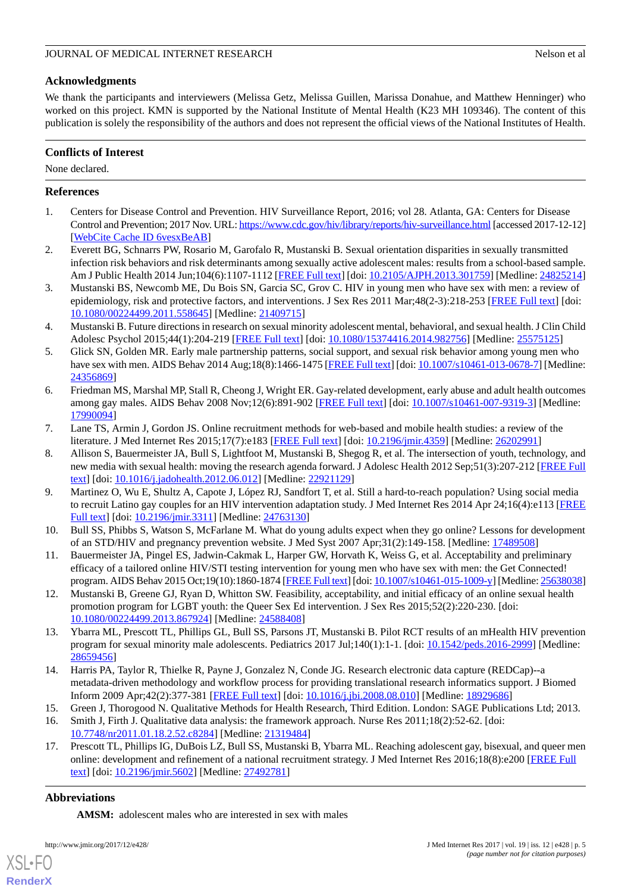## Acknowledgments

We thank the participants and interviewers (Melissa Getz, Melissa Guillen, Marissa Donahue, and Matthew Henninger) who worked on this project. KMN is supported by the National Institute of Mental Health (K23 MH 109346). The content of this publication is solely the responsibility of the authors and does not represent the official views of the National Institutes of Health.

## Conflicts of Interest

None declared.

## References

1. Centers for Disease Control and Prevention. HIV Surveillance Report, 2016; vol 28. Atlanta, GA: Centers for Disease Control and Prevention; 2017 Nov. URL: https://www.cdc.gov/hiv/library/reports/hiv-surveillance.html [accessed 2017-12-12] [WebCite Cache ID 6vesxBeAB]
2. Everett BG, Schnarrs PW, Rosario M, Garofalo R, Mustanski B. Sexual orientation disparities in sexually transmitted infection risk behaviors and risk determinants among sexually active adolescent males: results from a school-based sample. Am J Public Health 2014 Jun;104(6):1107-1112 [FREE Full text] [doi: 10.2105/AJPH.2013.301759] [Medline: 24825214]
3. Mustanski BS, Newcomb ME, Du Bois SN, Garcia SC, Grov C. HIV in young men who have sex with men: a review of epidemiology, risk and protective factors, and interventions. J Sex Res 2011 Mar;48(2-3):218-253 [FREE Full text] [doi: 10.1080/00224499.2011.558645] [Medline: 21409715]
4. Mustanski B. Future directions in research on sexual minority adolescent mental, behavioral, and sexual health. J Clin Child Adolesc Psychol 2015;44(1):204-219 [FREE Full text] [doi: 10.1080/15374416.2014.982756] [Medline: 25575125]
5. Glick SN, Golden MR. Early male partnership patterns, social support, and sexual risk behavior among young men who have sex with men. AIDS Behav 2014 Aug;18(8):1466-1475 [FREE Full text] [doi: 10.1007/s10461-013-0678-7] [Medline: 24356869]
6. Friedman MS, Marshal MP, Stall R, Cheong J, Wright ER. Gay-related development, early abuse and adult health outcomes among gay males. AIDS Behav 2008 Nov;12(6):891-902 [FREE Full text] [doi: 10.1007/s10461-007-9319-3] [Medline: 17990094]
7. Lane TS, Armin J, Gordon JS. Online recruitment methods for web-based and mobile health studies: a review of the literature. J Med Internet Res 2015;17(7):e183 [FREE Full text] [doi: 10.2196/jmir.4359] [Medline: 26202991]
8. Allison S, Bauermeister JA, Bull S, Lightfoot M, Mustanski B, Shegog R, et al. The intersection of youth, technology, and new media with sexual health: moving the research agenda forward. J Adolesc Health 2012 Sep;51(3):207-212 [FREE Full text] [doi: 10.1016/j.jadohealth.2012.06.012] [Medline: 22921129]
9. Martinez O, Wu E, Shultz A, Capote J, López RJ, Sandfort T, et al. Still a hard-to-reach population? Using social media to recruit Latino gay couples for an HIV intervention adaptation study. J Med Internet Res 2014 Apr 24;16(4):e113 [FREE Full text] [doi: 10.2196/jmir.3311] [Medline: 24763130]
10. Bull SS, Phibbs S, Watson S, McFarlane M. What do young adults expect when they go online? Lessons for development of an STD/HIV and pregnancy prevention website. J Med Syst 2007 Apr;31(2):149-158. [Medline: 17489508]
11. Bauermeister JA, Pingel ES, Jadwin-Cakmak L, Harper GW, Horvath K, Weiss G, et al. Acceptability and preliminary efficacy of a tailored online HIV/STI testing intervention for young men who have sex with men: the Get Connected! program. AIDS Behav 2015 Oct;19(10):1860-1874 [FREE Full text] [doi: 10.1007/s10461-015-1009-y] [Medline: 25638038]
12. Mustanski B, Greene GJ, Ryan D, Whitton SW. Feasibility, acceptability, and initial efficacy of an online sexual health promotion program for LGBT youth: the Queer Sex Ed intervention. J Sex Res 2015;52(2):220-230. [doi: 10.1080/00224499.2013.867924] [Medline: 24588408]
13. Ybarra ML, Prescott TL, Phillips GL, Bull SS, Parsons JT, Mustanski B. Pilot RCT results of an mHealth HIV prevention program for sexual minority male adolescents. Pediatrics 2017 Jul;140(1):1-1. [doi: 10.1542/peds.2016-2999] [Medline: 28659456]
14. Harris PA, Taylor R, Thielke R, Payne J, Gonzalez N, Conde JG. Research electronic data capture (REDCap)--a metadata-driven methodology and workflow process for providing translational research informatics support. J Biomed Inform 2009 Apr;42(2):377-381 [FREE Full text] [doi: 10.1016/j.jbi.2008.08.010] [Medline: 18929686]
15. Green J, Thorogood N. Qualitative Methods for Health Research, Third Edition. London: SAGE Publications Ltd; 2013.
16. Smith J, Firth J. Qualitative data analysis: the framework approach. Nurse Res 2011;18(2):52-62. [doi: 10.7748/nr2011.01.18.2.52.c8284] [Medline: 21319484]
17. Prescott TL, Phillips IG, DuBois LZ, Bull SS, Mustanski B, Ybarra ML. Reaching adolescent gay, bisexual, and queer men online: development and refinement of a national recruitment strategy. J Med Internet Res 2016;18(8):e200 [FREE Full text] [doi: 10.2196/jmir.5602] [Medline: 27492781]

## Abbreviations

**AMSM:** adolescent males who are interested in sex with males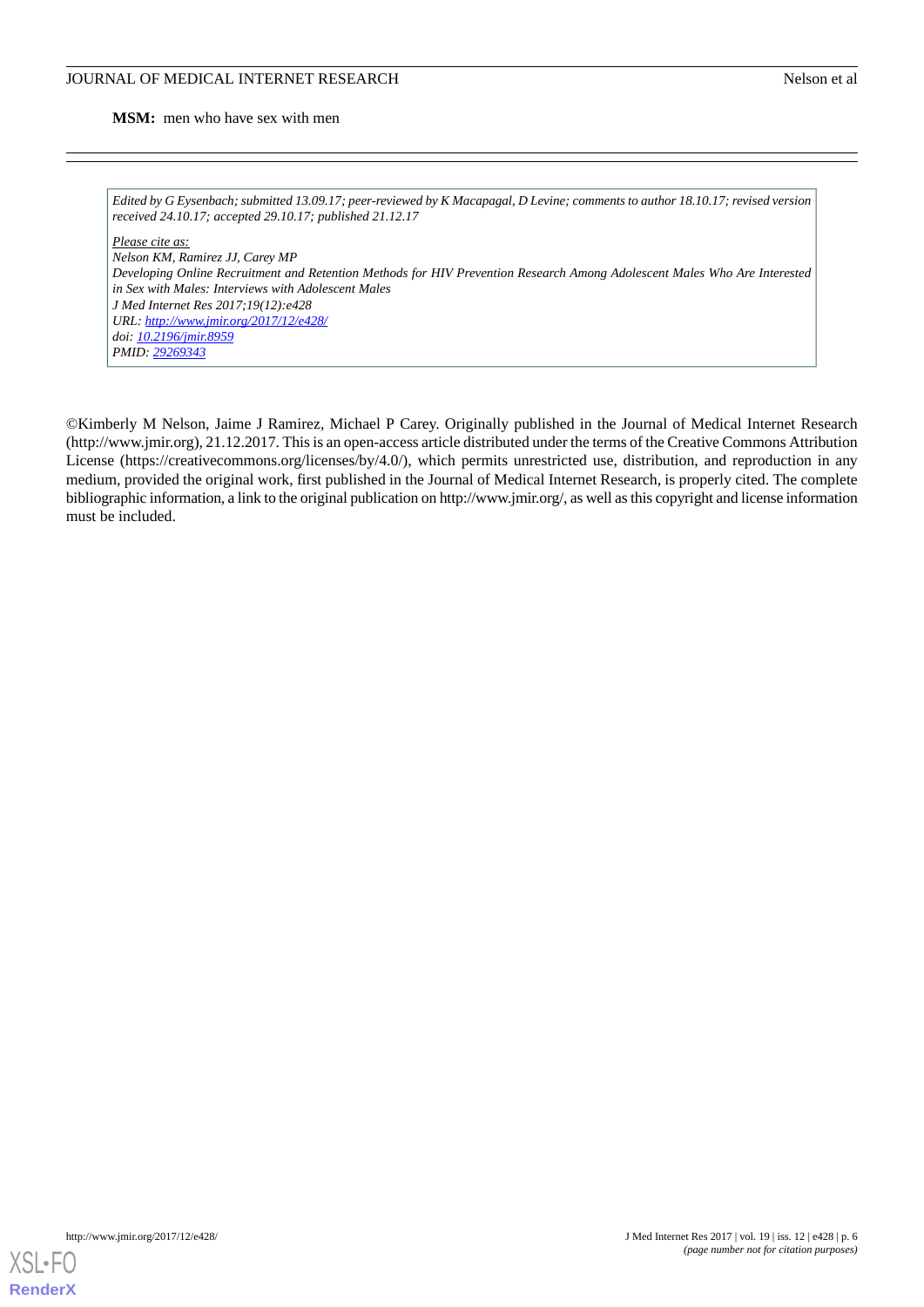**MSM:** men who have sex with men

---

*Edited by G Eysenbach; submitted 13.09.17; peer-reviewed by K Macapagal, D Levine; comments to author 18.10.17; revised version received 24.10.17; accepted 29.10.17; published 21.12.17*

*Please cite as:*
*Nelson KM, Ramirez JJ, Carey MP*
*Developing Online Recruitment and Retention Methods for HIV Prevention Research Among Adolescent Males Who Are Interested in Sex with Males: Interviews with Adolescent Males*
*J Med Internet Res 2017;19(12):e428*
*URL: [http://www.jmir.org/2017/12/e428/](http://www.jmir.org/2017/12/e428/)*
*doi: [10.2196/jmir.8959](10.2196/jmir.8959)*
*PMID: [29269343](29269343)*

©Kimberly M Nelson, Jaime J Ramirez, Michael P Carey. Originally published in the Journal of Medical Internet Research (http://www.jmir.org), 21.12.2017. This is an open-access article distributed under the terms of the Creative Commons Attribution License (https://creativecommons.org/licenses/by/4.0/), which permits unrestricted use, distribution, and reproduction in any medium, provided the original work, first published in the Journal of Medical Internet Research, is properly cited. The complete bibliographic information, a link to the original publication on http://www.jmir.org/, as well as this copyright and license information must be included.